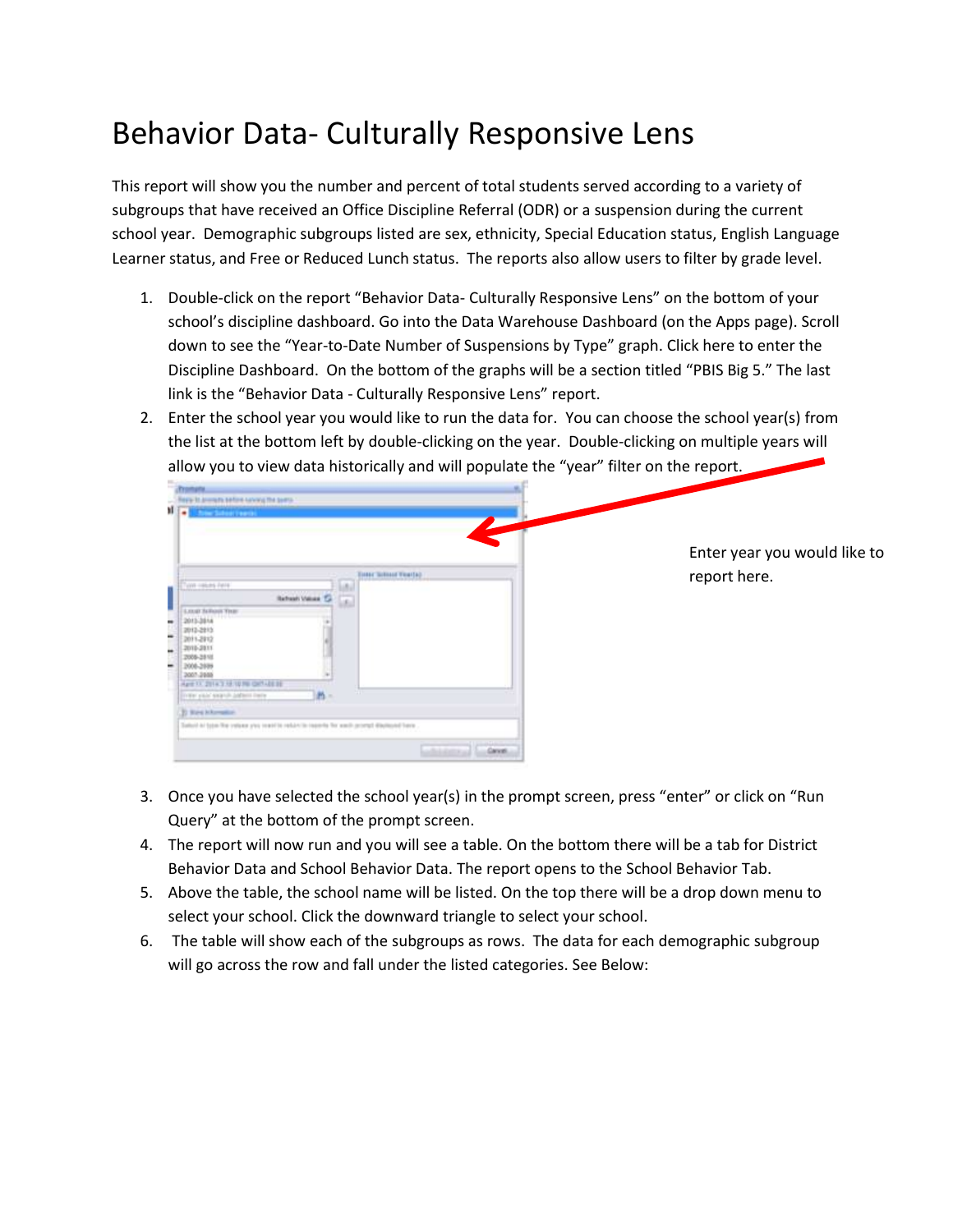# Behavior Data- Culturally Responsive Lens

This report will show you the number and percent of total students served according to a variety of subgroups that have received an Office Discipline Referral (ODR) or a suspension during the current school year. Demographic subgroups listed are sex, ethnicity, Special Education status, English Language Learner status, and Free or Reduced Lunch status. The reports also allow users to filter by grade level.

1. Double-click on the report "Behavior Data- Culturally Responsive Lens" on the bottom of your school's discipline dashboard. Go into the Data Warehouse Dashboard (on the Apps page). Scroll down to see the "Year-to-Date Number of Suspensions by Type" graph. Click here to enter the Discipline Dashboard. On the bottom of the graphs will be a section titled "PBIS Big 5." The last link is the "Behavior Data - Culturally Responsive Lens" report.
2. Enter the school year you would like to run the data for. You can choose the school year(s) from the list at the bottom left by double-clicking on the year. Double-clicking on multiple years will allow you to view data historically and will populate the "year" filter on the report.

Enter year you would like to report here.

3. Once you have selected the school year(s) in the prompt screen, press "enter" or click on "Run Query" at the bottom of the prompt screen.
4. The report will now run and you will see a table. On the bottom there will be a tab for District Behavior Data and School Behavior Data. The report opens to the School Behavior Tab.
5. Above the table, the school name will be listed. On the top there will be a drop down menu to select your school. Click the downward triangle to select your school.
6. The table will show each of the subgroups as rows. The data for each demographic subgroup will go across the row and fall under the listed categories. See Below: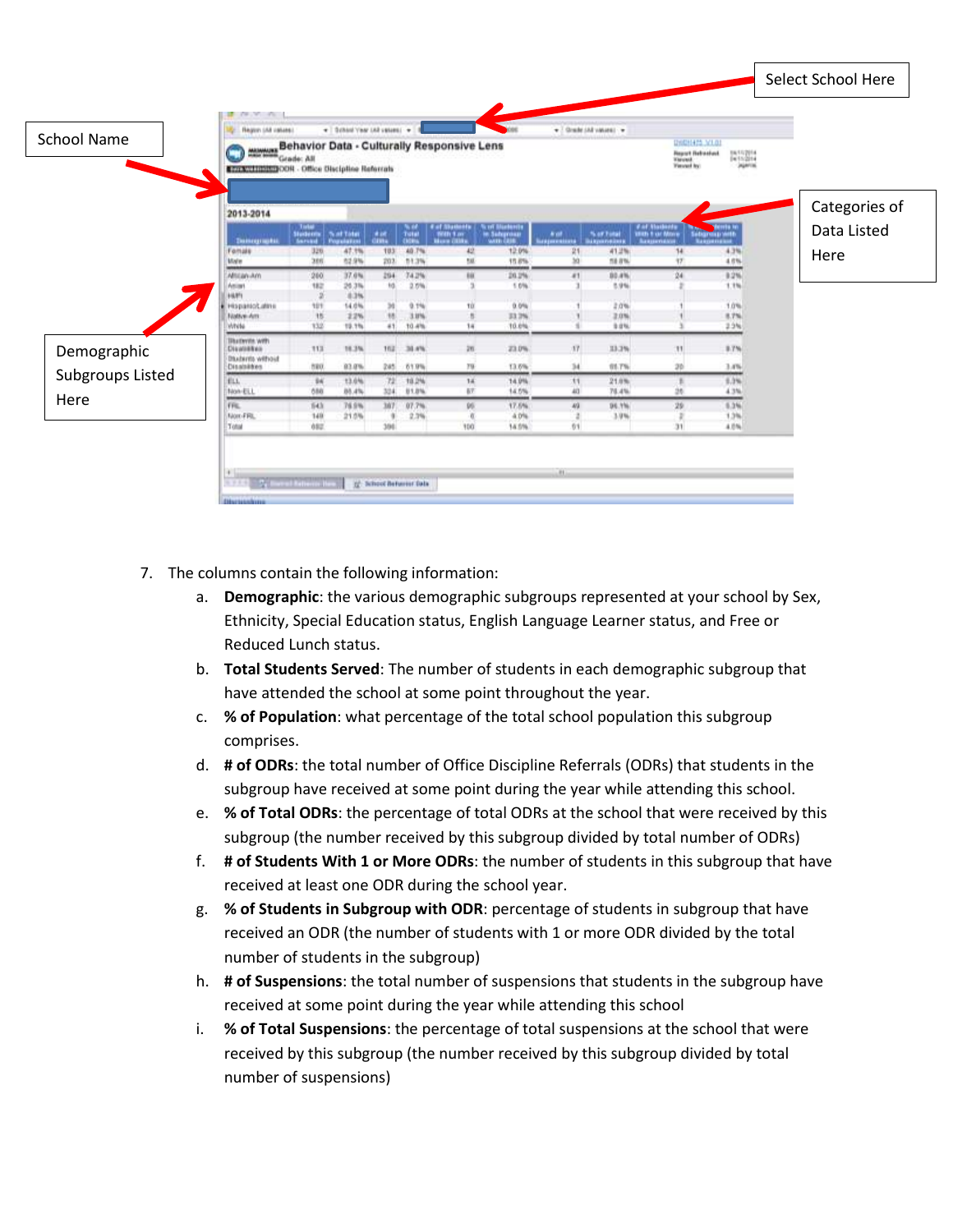Select School Here

School Name

Categories of Data Listed Here

Demographic Subgroups Listed Here

7. The columns contain the following information:
   a. **Demographic**: the various demographic subgroups represented at your school by Sex, Ethnicity, Special Education status, English Language Learner status, and Free or Reduced Lunch status.
   b. **Total Students Served**: The number of students in each demographic subgroup that have attended the school at some point throughout the year.
   c. **% of Population**: what percentage of the total school population this subgroup comprises.
   d. **# of ODRs**: the total number of Office Discipline Referrals (ODRs) that students in the subgroup have received at some point during the year while attending this school.
   e. **% of Total ODRs**: the percentage of total ODRs at the school that were received by this subgroup (the number received by this subgroup divided by total number of ODRs)
   f. **# of Students With 1 or More ODRs**: the number of students in this subgroup that have received at least one ODR during the school year.
   g. **% of Students in Subgroup with ODR**: percentage of students in subgroup that have received an ODR (the number of students with 1 or more ODR divided by the total number of students in the subgroup)
   h. **# of Suspensions**: the total number of suspensions that students in the subgroup have received at some point during the year while attending this school
   i. **% of Total Suspensions**: the percentage of total suspensions at the school that were received by this subgroup (the number received by this subgroup divided by total number of suspensions)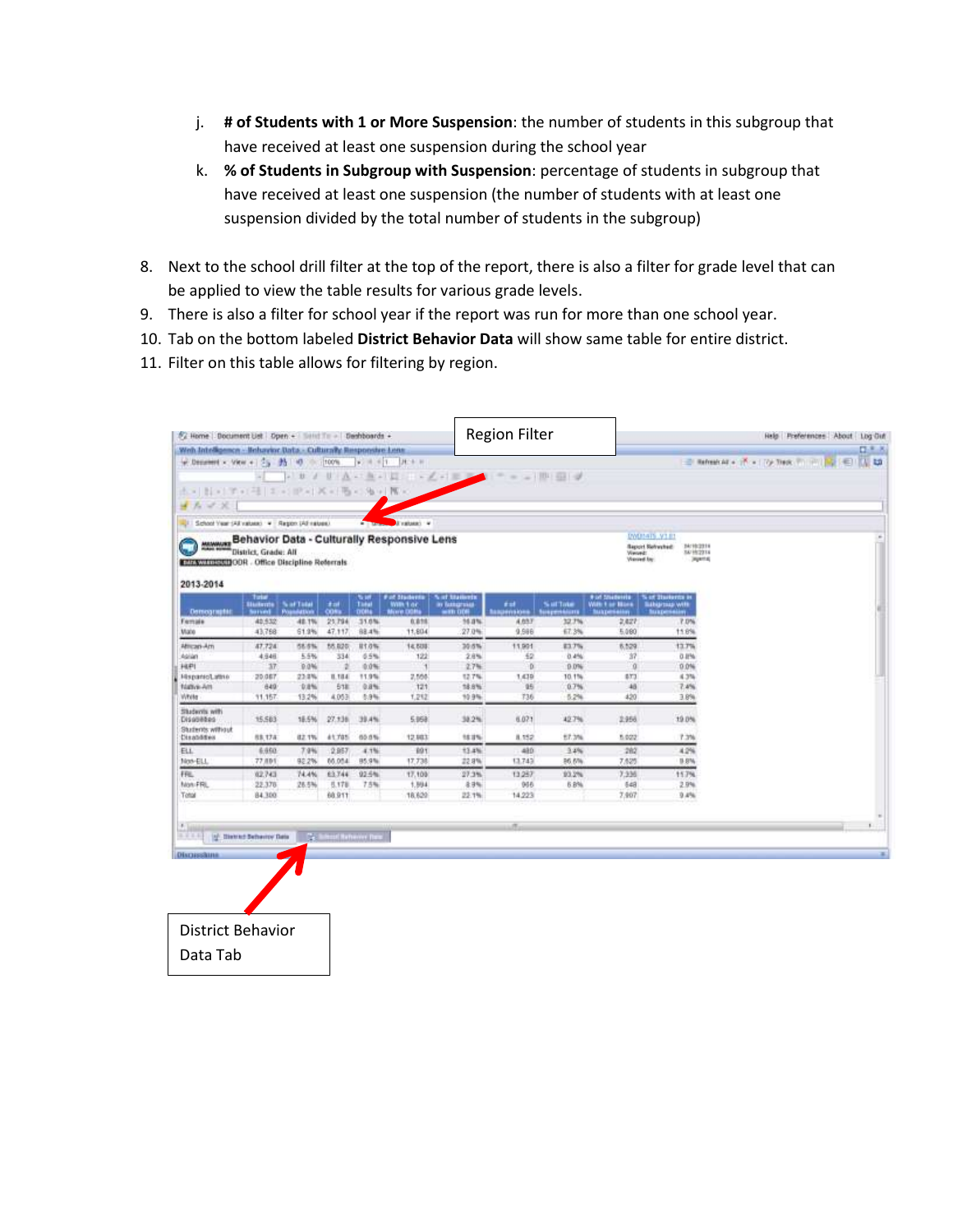j. **# of Students with 1 or More Suspension**: the number of students in this subgroup that have received at least one suspension during the school year

k. **% of Students in Subgroup with Suspension**: percentage of students in subgroup that have received at least one suspension (the number of students with at least one suspension divided by the total number of students in the subgroup)

8. Next to the school drill filter at the top of the report, there is also a filter for grade level that can be applied to view the table results for various grade levels.
9. There is also a filter for school year if the report was run for more than one school year.
10. Tab on the bottom labeled **District Behavior Data** will show same table for entire district.
11. Filter on this table allows for filtering by region.

Region Filter

District Behavior Data Tab